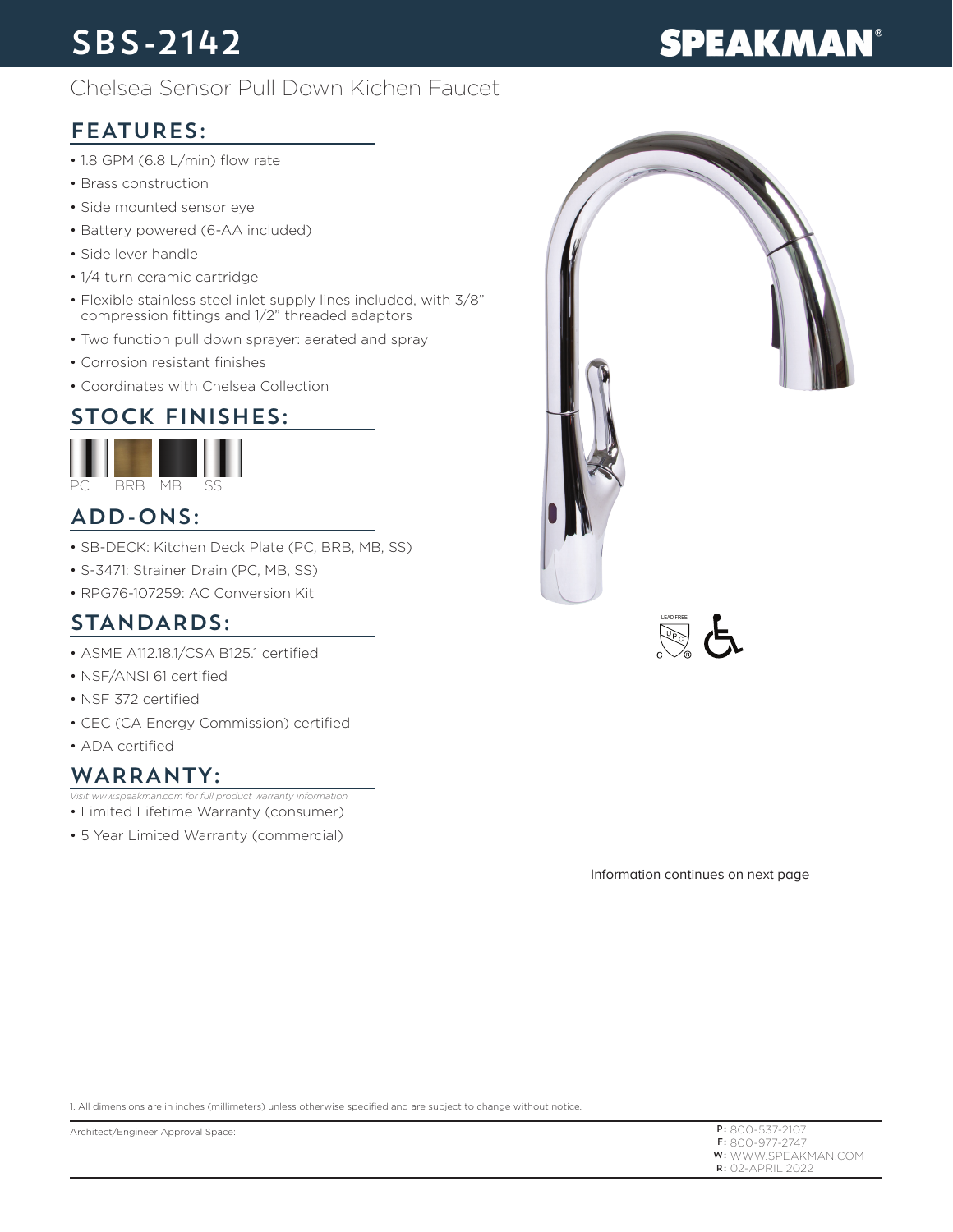# SBS-2142

SPEAKMAN®

Chelsea Sensor Pull Down Kichen Faucet

## FEATURES:

- 1.8 GPM (6.8 L/min) flow rate
- Brass construction
- Side mounted sensor eye
- Battery powered (6-AA included)
- Side lever handle
- 1/4 turn ceramic cartridge
- Flexible stainless steel inlet supply lines included, with 3/8" compression fittings and 1/2" threaded adaptors
- Two function pull down sprayer: aerated and spray
- Corrosion resistant finishes
- Coordinates with Chelsea Collection

## STOCK FINISHES:

PC BRB MB SS

## ADD-ONS:

- SB-DECK: Kitchen Deck Plate (PC, BRB, MB, SS)
- S-3471: Strainer Drain (PC, MB, SS)
- RPG76-107259: AC Conversion Kit

## STANDARDS:

- ASME A112.18.1/CSA B125.1 certified
- NSF/ANSI 61 certified
- NSF 372 certified
- CEC (CA Energy Commission) certified
- ADA certified

## WARRANTY:

*Visit www.speakman.com for full product warranty information*

- Limited Lifetime Warranty (consumer)
- 5 Year Limited Warranty (commercial)

LEAD FREE

Information continues on next page

1. All dimensions are in inches (millimeters) unless otherwise specified and are subject to change without notice.

Architect/Engineer Approval Space:

**P:** 800-537-2107
**F:** 800-977-2747
**W:** WWW.SPEAKMAN.COM
**R:** 02-APRIL 2022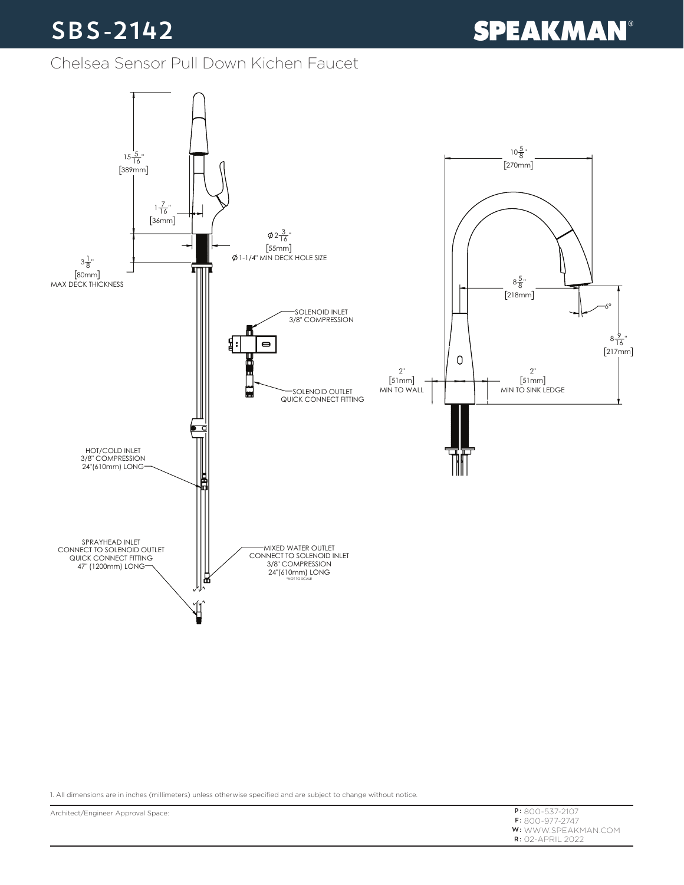# SBS-2142

**SPEAKMAN®**

## Chelsea Sensor Pull Down Kichen Faucet

15-5/16"
[389mm]

1-7/16"
[36mm]

Ø 2-3/16"
[55mm]
Ø 1-1/4" MIN DECK HOLE SIZE

3-1/8"
[80mm]
MAX DECK THICKNESS

SOLENOID INLET
3/8" COMPRESSION

SOLENOID OUTLET
QUICK CONNECT FITTING

HOT/COLD INLET
3/8" COMPRESSION
24"(610mm) LONG

SPRAYHEAD INLET
CONNECT TO SOLENOID OUTLET
QUICK CONNECT FITTING
47" (1200mm) LONG

MIXED WATER OUTLET
CONNECT TO SOLENOID INLET
3/8" COMPRESSION
24"(610mm) LONG
*NOT TO SCALE

10-5/8"
[270mm]

8-5/8"
[218mm]

6°

8-9/16"
[217mm]

2"
[51mm]
MIN TO WALL

2"
[51mm]
MIN TO SINK LEDGE

1. All dimensions are in inches (millimeters) unless otherwise specified and are subject to change without notice.

Architect/Engineer Approval Space:

**P:** 800-537-2107
**F:** 800-977-2747
**W:** WWW.SPEAKMAN.COM
**R:** 02-APRIL 2022